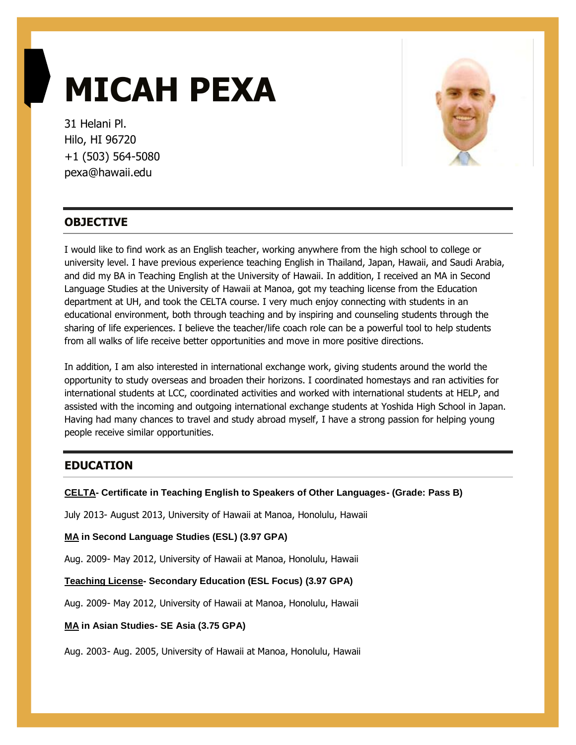# MICAH PEXA

31 Helani Pl.
Hilo, HI 96720
+1 (503) 564-5080
pexa@hawaii.edu

## OBJECTIVE

I would like to find work as an English teacher, working anywhere from the high school to college or university level. I have previous experience teaching English in Thailand, Japan, Hawaii, and Saudi Arabia, and did my BA in Teaching English at the University of Hawaii. In addition, I received an MA in Second Language Studies at the University of Hawaii at Manoa, got my teaching license from the Education department at UH, and took the CELTA course. I very much enjoy connecting with students in an educational environment, both through teaching and by inspiring and counseling students through the sharing of life experiences. I believe the teacher/life coach role can be a powerful tool to help students from all walks of life receive better opportunities and move in more positive directions.

In addition, I am also interested in international exchange work, giving students around the world the opportunity to study overseas and broaden their horizons. I coordinated homestays and ran activities for international students at LCC, coordinated activities and worked with international students at HELP, and assisted with the incoming and outgoing international exchange students at Yoshida High School in Japan. Having had many chances to travel and study abroad myself, I have a strong passion for helping young people receive similar opportunities.

## EDUCATION

**CELTA- Certificate in Teaching English to Speakers of Other Languages- (Grade: Pass B)**

July 2013- August 2013, University of Hawaii at Manoa, Honolulu, Hawaii

**MA in Second Language Studies (ESL) (3.97 GPA)**

Aug. 2009- May 2012, University of Hawaii at Manoa, Honolulu, Hawaii

**Teaching License- Secondary Education (ESL Focus) (3.97 GPA)**

Aug. 2009- May 2012, University of Hawaii at Manoa, Honolulu, Hawaii

**MA in Asian Studies- SE Asia (3.75 GPA)**

Aug. 2003- Aug. 2005, University of Hawaii at Manoa, Honolulu, Hawaii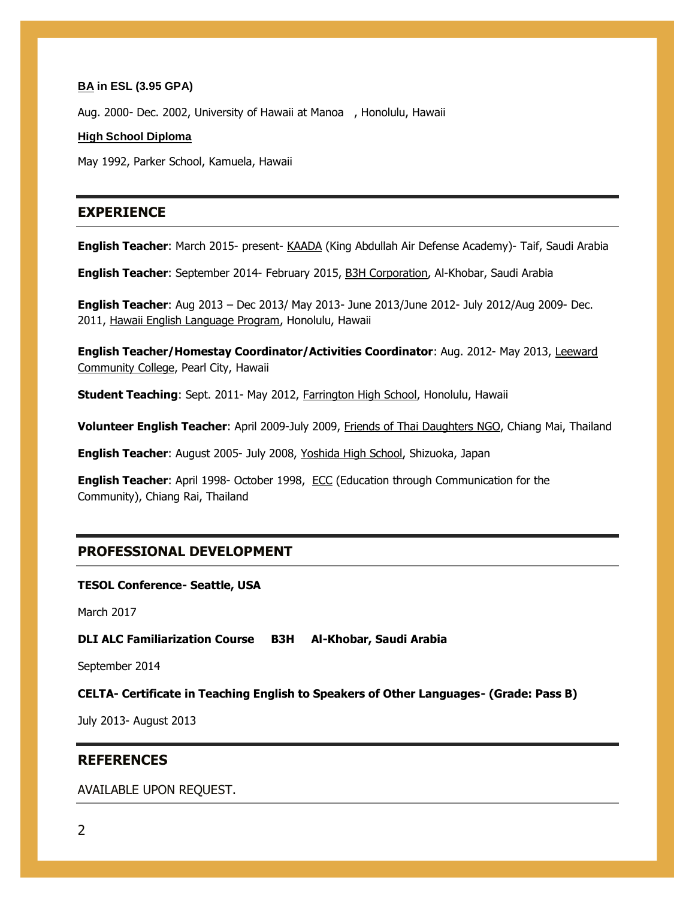**BA in ESL (3.95 GPA)**

Aug. 2000- Dec. 2002, University of Hawaii at Manoa , Honolulu, Hawaii

**High School Diploma**

May 1992, Parker School, Kamuela, Hawaii

## EXPERIENCE

**English Teacher**: March 2015- present- KAADA (King Abdullah Air Defense Academy)- Taif, Saudi Arabia

**English Teacher**: September 2014- February 2015, B3H Corporation, Al-Khobar, Saudi Arabia

**English Teacher**: Aug 2013 – Dec 2013/ May 2013- June 2013/June 2012- July 2012/Aug 2009- Dec. 2011, Hawaii English Language Program, Honolulu, Hawaii

**English Teacher/Homestay Coordinator/Activities Coordinator**: Aug. 2012- May 2013, Leeward Community College, Pearl City, Hawaii

**Student Teaching**: Sept. 2011- May 2012, Farrington High School, Honolulu, Hawaii

**Volunteer English Teacher**: April 2009-July 2009, Friends of Thai Daughters NGO, Chiang Mai, Thailand

**English Teacher**: August 2005- July 2008, Yoshida High School, Shizuoka, Japan

**English Teacher**: April 1998- October 1998, ECC (Education through Communication for the Community), Chiang Rai, Thailand

## PROFESSIONAL DEVELOPMENT

**TESOL Conference- Seattle, USA**

March 2017

**DLI ALC Familiarization Course B3H Al-Khobar, Saudi Arabia**

September 2014

**CELTA- Certificate in Teaching English to Speakers of Other Languages- (Grade: Pass B)**

July 2013- August 2013

## REFERENCES

AVAILABLE UPON REQUEST.